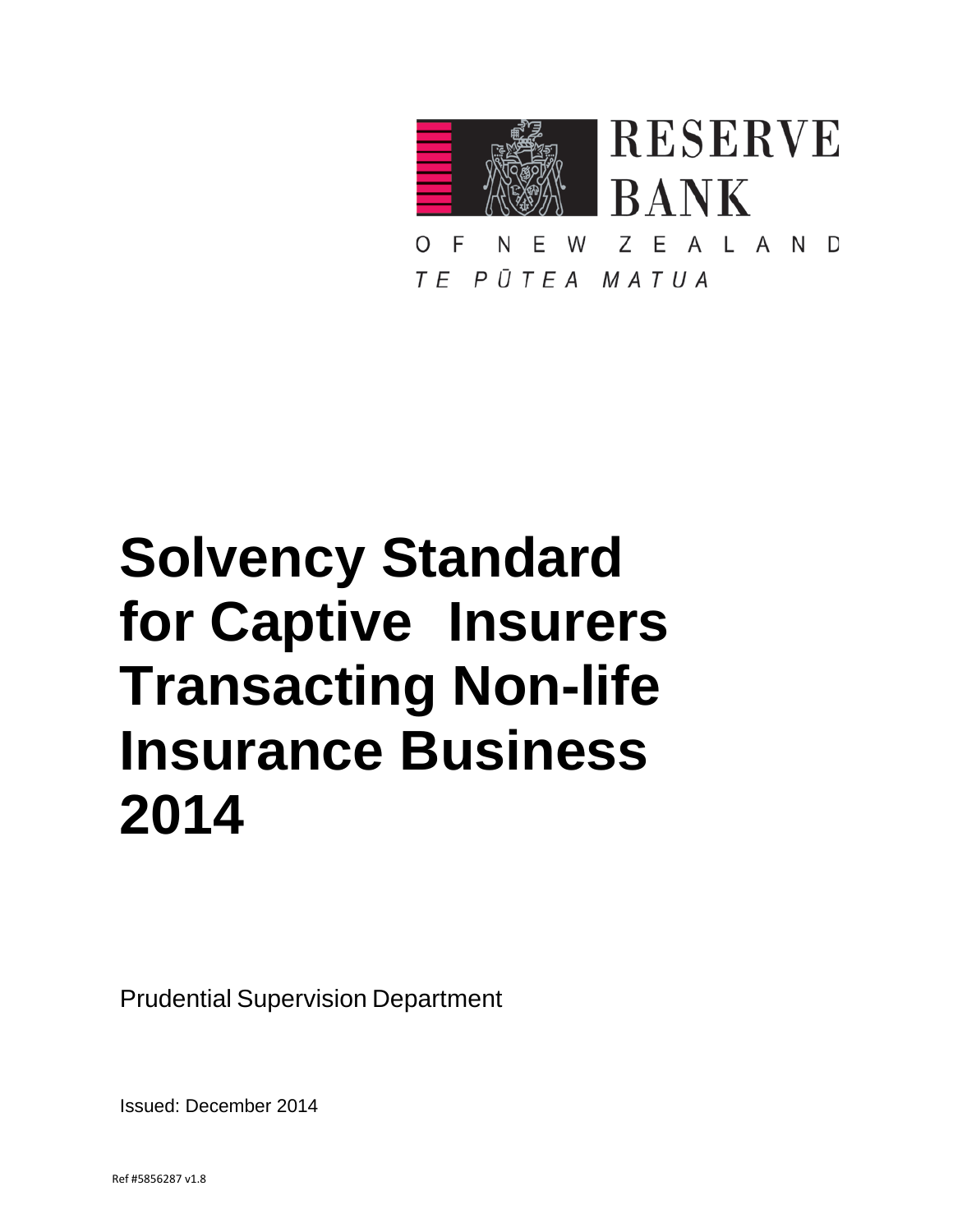RESERVE BANK

OF NEW ZEALAND

*TE PŪTEA MATUA*

# Solvency Standard for Captive Insurers Transacting Non-life Insurance Business 2014

Prudential Supervision Department

Issued: December 2014

Ref #5856287 v1.8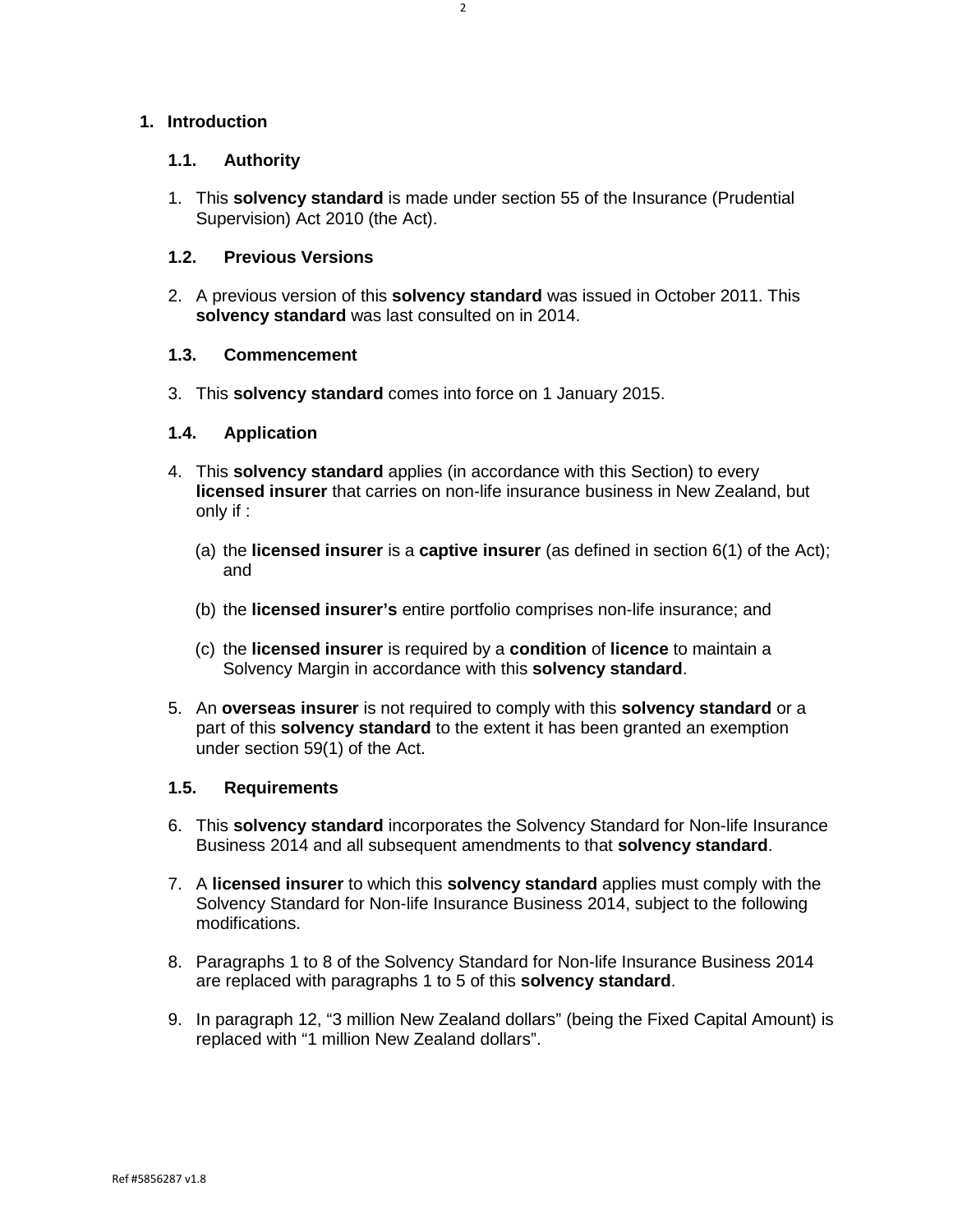# 1. Introduction

## 1.1. Authority

1. This **solvency standard** is made under section 55 of the Insurance (Prudential Supervision) Act 2010 (the Act).

## 1.2. Previous Versions

2. A previous version of this **solvency standard** was issued in October 2011. This **solvency standard** was last consulted on in 2014.

## 1.3. Commencement

3. This **solvency standard** comes into force on 1 January 2015.

## 1.4. Application

4. This **solvency standard** applies (in accordance with this Section) to every **licensed insurer** that carries on non-life insurance business in New Zealand, but only if :

   (a) the **licensed insurer** is a **captive insurer** (as defined in section 6(1) of the Act); and

   (b) the **licensed insurer's** entire portfolio comprises non-life insurance; and

   (c) the **licensed insurer** is required by a **condition** of **licence** to maintain a Solvency Margin in accordance with this **solvency standard**.

5. An **overseas insurer** is not required to comply with this **solvency standard** or a part of this **solvency standard** to the extent it has been granted an exemption under section 59(1) of the Act.

## 1.5. Requirements

6. This **solvency standard** incorporates the Solvency Standard for Non-life Insurance Business 2014 and all subsequent amendments to that **solvency standard**.

7. A **licensed insurer** to which this **solvency standard** applies must comply with the Solvency Standard for Non-life Insurance Business 2014, subject to the following modifications.

8. Paragraphs 1 to 8 of the Solvency Standard for Non-life Insurance Business 2014 are replaced with paragraphs 1 to 5 of this **solvency standard**.

9. In paragraph 12, "3 million New Zealand dollars" (being the Fixed Capital Amount) is replaced with "1 million New Zealand dollars".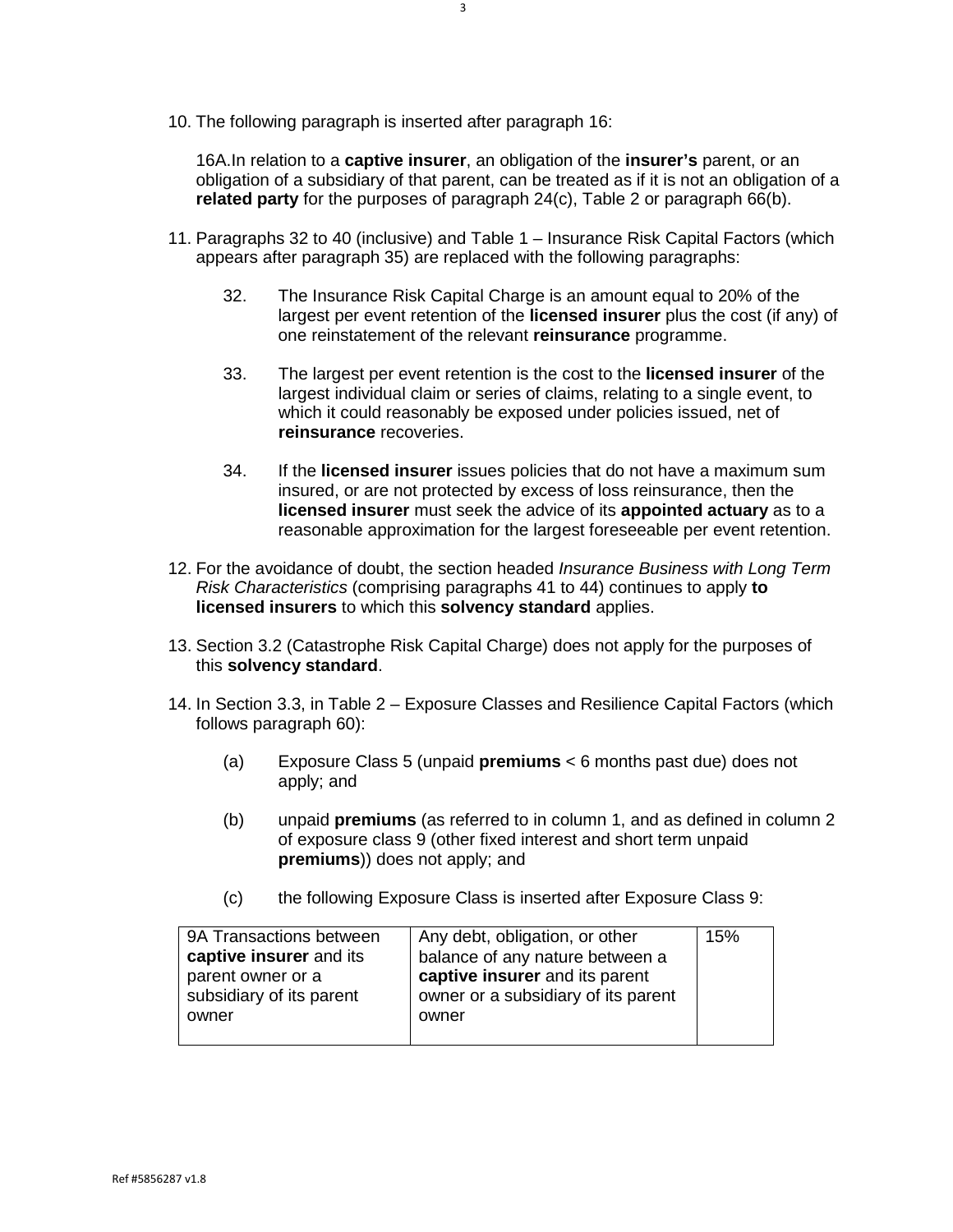10. The following paragraph is inserted after paragraph 16:

    16A.In relation to a **captive insurer**, an obligation of the **insurer's** parent, or an obligation of a subsidiary of that parent, can be treated as if it is not an obligation of a **related party** for the purposes of paragraph 24(c), Table 2 or paragraph 66(b).

11. Paragraphs 32 to 40 (inclusive) and Table 1 – Insurance Risk Capital Factors (which appears after paragraph 35) are replaced with the following paragraphs:

    32. The Insurance Risk Capital Charge is an amount equal to 20% of the largest per event retention of the **licensed insurer** plus the cost (if any) of one reinstatement of the relevant **reinsurance** programme.

    33. The largest per event retention is the cost to the **licensed insurer** of the largest individual claim or series of claims, relating to a single event, to which it could reasonably be exposed under policies issued, net of **reinsurance** recoveries.

    34. If the **licensed insurer** issues policies that do not have a maximum sum insured, or are not protected by excess of loss reinsurance, then the **licensed insurer** must seek the advice of its **appointed actuary** as to a reasonable approximation for the largest foreseeable per event retention.

12. For the avoidance of doubt, the section headed *Insurance Business with Long Term Risk Characteristics* (comprising paragraphs 41 to 44) continues to apply **to licensed insurers** to which this **solvency standard** applies.

13. Section 3.2 (Catastrophe Risk Capital Charge) does not apply for the purposes of this **solvency standard**.

14. In Section 3.3, in Table 2 – Exposure Classes and Resilience Capital Factors (which follows paragraph 60):

    (a) Exposure Class 5 (unpaid **premiums** < 6 months past due) does not apply; and

    (b) unpaid **premiums** (as referred to in column 1, and as defined in column 2 of exposure class 9 (other fixed interest and short term unpaid **premiums**)) does not apply; and

    (c) the following Exposure Class is inserted after Exposure Class 9:

| | | |
|---|---|---|
| 9A Transactions between **captive insurer** and its parent owner or a subsidiary of its parent owner | Any debt, obligation, or other balance of any nature between a **captive insurer** and its parent owner or a subsidiary of its parent owner | 15% |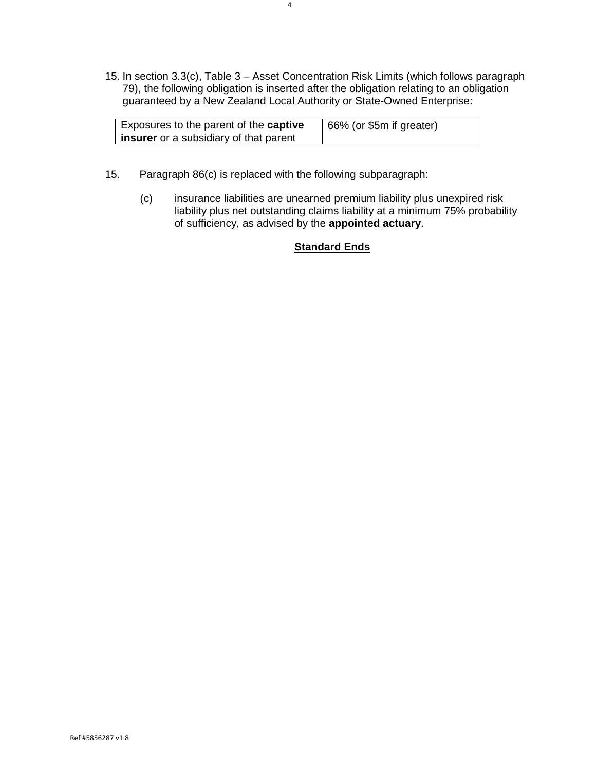15. In section 3.3(c), Table 3 – Asset Concentration Risk Limits (which follows paragraph 79), the following obligation is inserted after the obligation relating to an obligation guaranteed by a New Zealand Local Authority or State-Owned Enterprise:

| Exposures to the parent of the **captive insurer** or a subsidiary of that parent | 66% (or $5m if greater) |
|---|---|

15. Paragraph 86(c) is replaced with the following subparagraph:

    (c) insurance liabilities are unearned premium liability plus unexpired risk liability plus net outstanding claims liability at a minimum 75% probability of sufficiency, as advised by the **appointed actuary**.

**Standard Ends**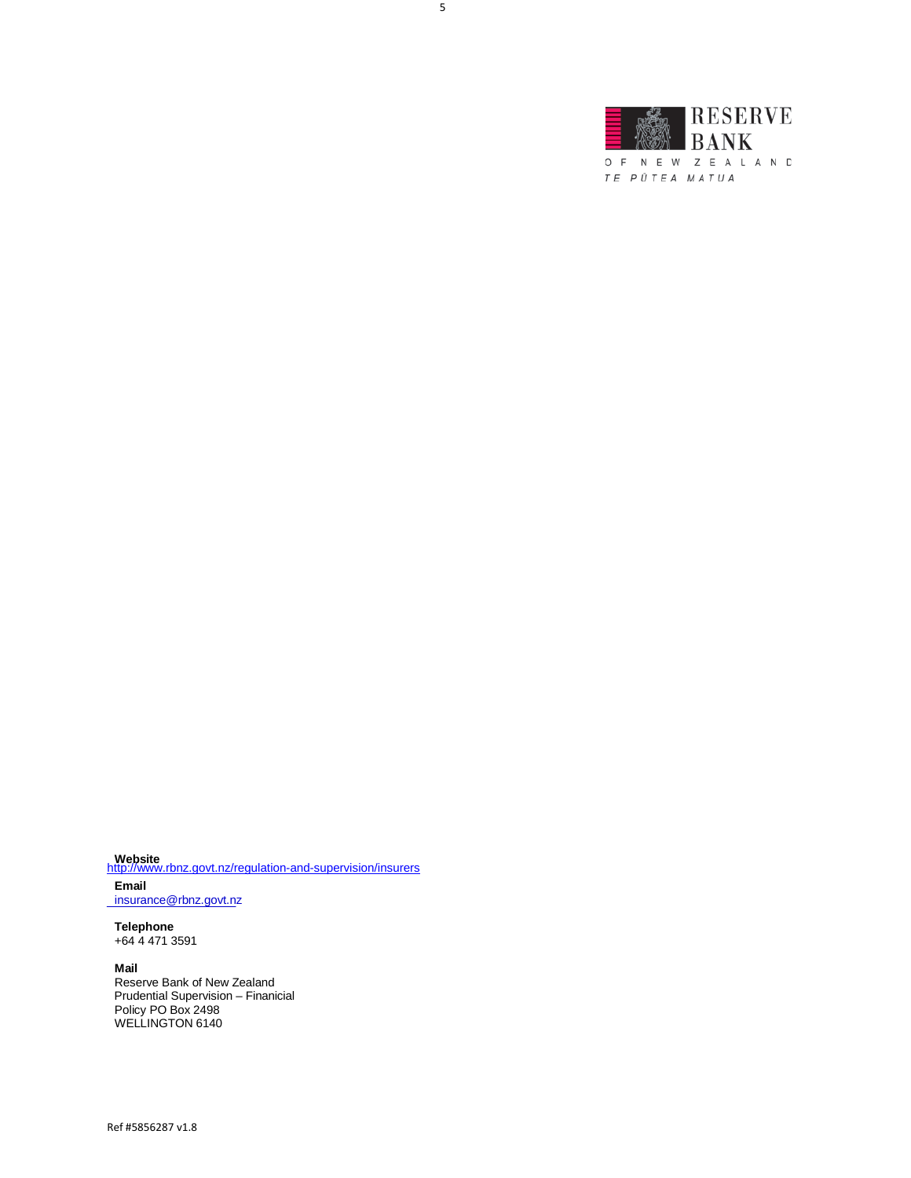RESERVE BANK

OF NEW ZEALAND

TE PŪTEA MATUA

**Website**
http://www.rbnz.govt.nz/regulation-and-supervision/insurers

**Email**
insurance@rbnz.govt.nz

**Telephone**
+64 4 471 3591

**Mail**
Reserve Bank of New Zealand
Prudential Supervision – Finanicial
Policy PO Box 2498
WELLINGTON 6140

Ref #5856287 v1.8